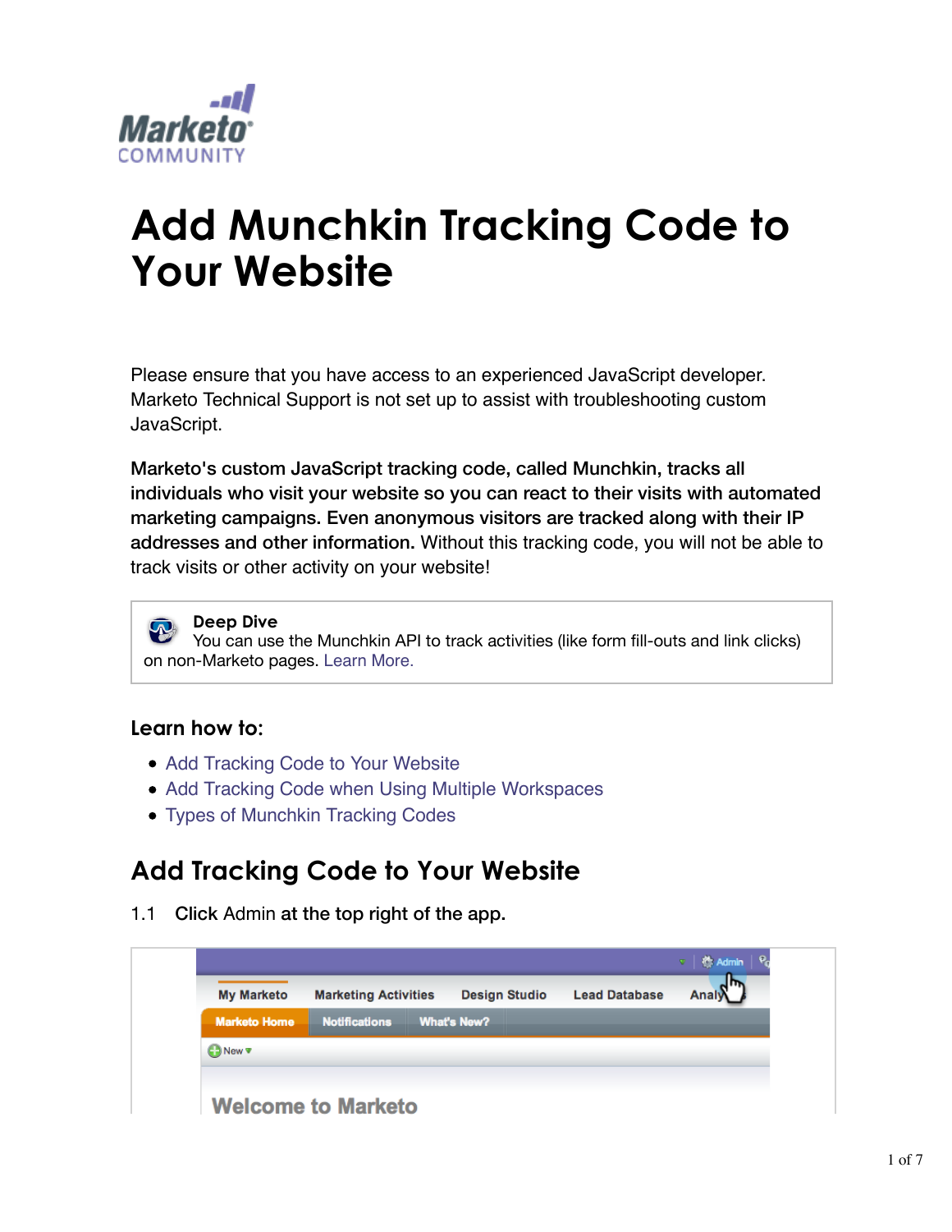Marketo COMMUNITY

# Add Munchkin Tracking Code to Your Website

Please ensure that you have access to an experienced JavaScript developer. Marketo Technical Support is not set up to assist with troubleshooting custom JavaScript.

**Marketo's custom JavaScript tracking code, called Munchkin, tracks all individuals who visit your website so you can react to their visits with automated marketing campaigns. Even anonymous visitors are tracked along with their IP addresses and other information.** Without this tracking code, you will not be able to track visits or other activity on your website!

> **Deep Dive**
> You can use the Munchkin API to track activities (like form fill-outs and link clicks) on non-Marketo pages. Learn More.

### Learn how to:

- Add Tracking Code to Your Website
- Add Tracking Code when Using Multiple Workspaces
- Types of Munchkin Tracking Codes

## Add Tracking Code to Your Website

1.1 **Click** Admin **at the top right of the app.**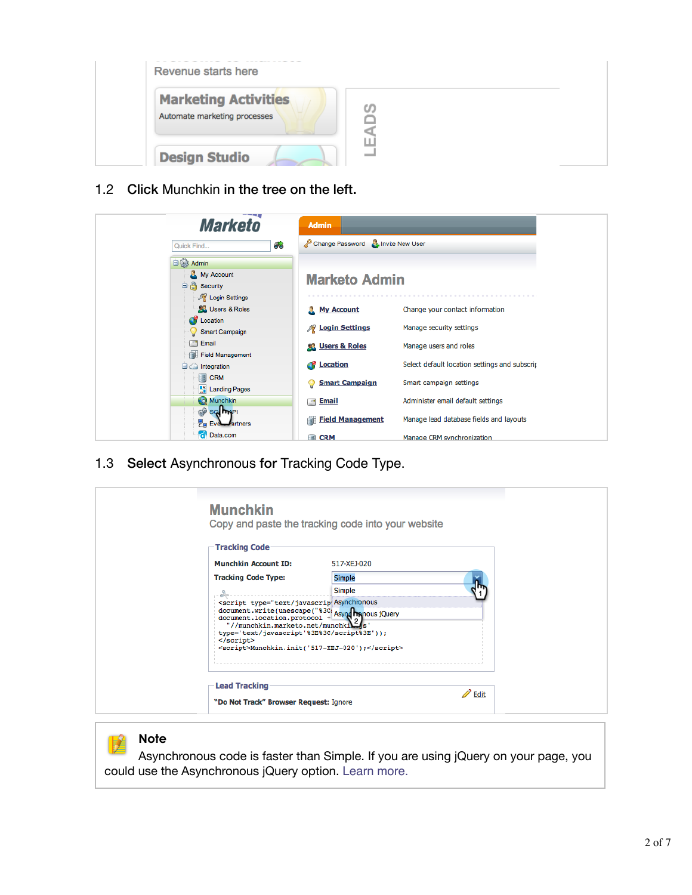1.2 **Click** Munchkin **in the tree on the left.**

1.3 **Select** Asynchronous **for** Tracking Code Type.

> **Note**
>
> Asynchronous code is faster than Simple. If you are using jQuery on your page, you could use the Asynchronous jQuery option. Learn more.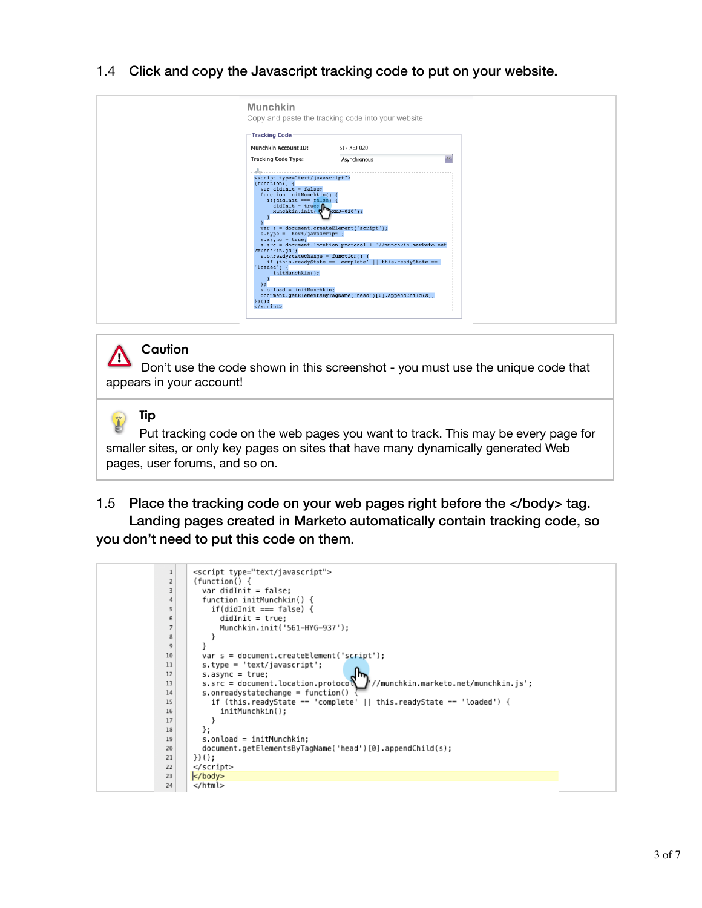1.4 Click and copy the Javascript tracking code to put on your website.

Munchkin

Copy and paste the tracking code into your website

Tracking Code

Munchkin Account ID: 517-XEJ-020

Tracking Code Type: Asynchronous

```
<script type="text/javascript">
(function() {
  var didInit = false;
  function initMunchkin() {
    if(didInit === false) {
      didInit = true;
      Munchkin.init('517-XEJ-020');
    }
  }
  var s = document.createElement('script');
  s.type = 'text/javascript';
  s.async = true;
  s.src = document.location.protocol + '//munchkin.marketo.net/munchkin.js';
  s.onreadystatechange = function() {
    if (this.readyState == 'complete' || this.readyState == 'loaded') {
      initMunchkin();
    }
  };
  s.onload = initMunchkin;
  document.getElementsByTagName('head')[0].appendChild(s);
})();
</script>
```

**Caution**

Don't use the code shown in this screenshot - you must use the unique code that appears in your account!

**Tip**

Put tracking code on the web pages you want to track. This may be every page for smaller sites, or only key pages on sites that have many dynamically generated Web pages, user forums, and so on.

1.5 Place the tracking code on your web pages right before the </body> tag. Landing pages created in Marketo automatically contain tracking code, so you don't need to put this code on them.

```
<script type="text/javascript">
(function() {
  var didInit = false;
  function initMunchkin() {
    if(didInit === false) {
      didInit = true;
      Munchkin.init('561-HYG-937');
    }
  }
  var s = document.createElement('script');
  s.type = 'text/javascript';
  s.async = true;
  s.src = document.location.protocol + '//munchkin.marketo.net/munchkin.js';
  s.onreadystatechange = function() {
    if (this.readyState == 'complete' || this.readyState == 'loaded') {
      initMunchkin();
    }
  };
  s.onload = initMunchkin;
  document.getElementsByTagName('head')[0].appendChild(s);
})();
</script>
</body>
</html>
```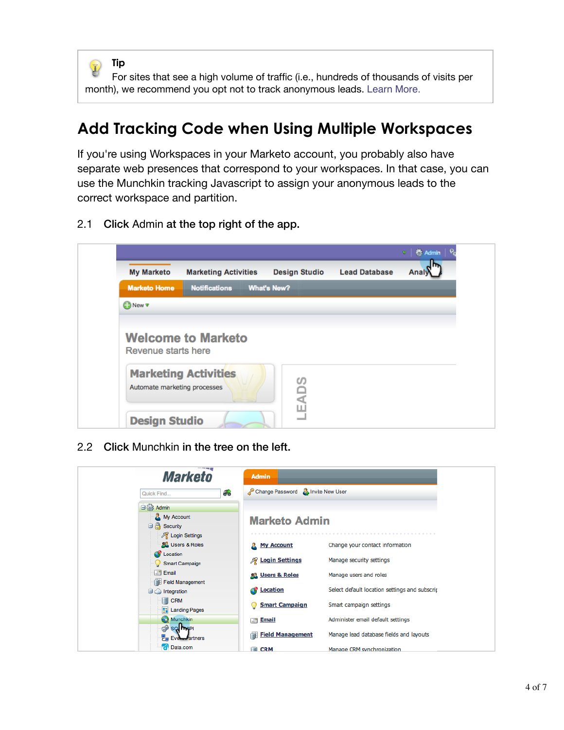> **Tip**
> For sites that see a high volume of traffic (i.e., hundreds of thousands of visits per month), we recommend you opt not to track anonymous leads. Learn More.

## Add Tracking Code when Using Multiple Workspaces

If you're using Workspaces in your Marketo account, you probably also have separate web presences that correspond to your workspaces. In that case, you can use the Munchkin tracking Javascript to assign your anonymous leads to the correct workspace and partition.

2.1 Click Admin at the top right of the app.

2.2 Click Munchkin in the tree on the left.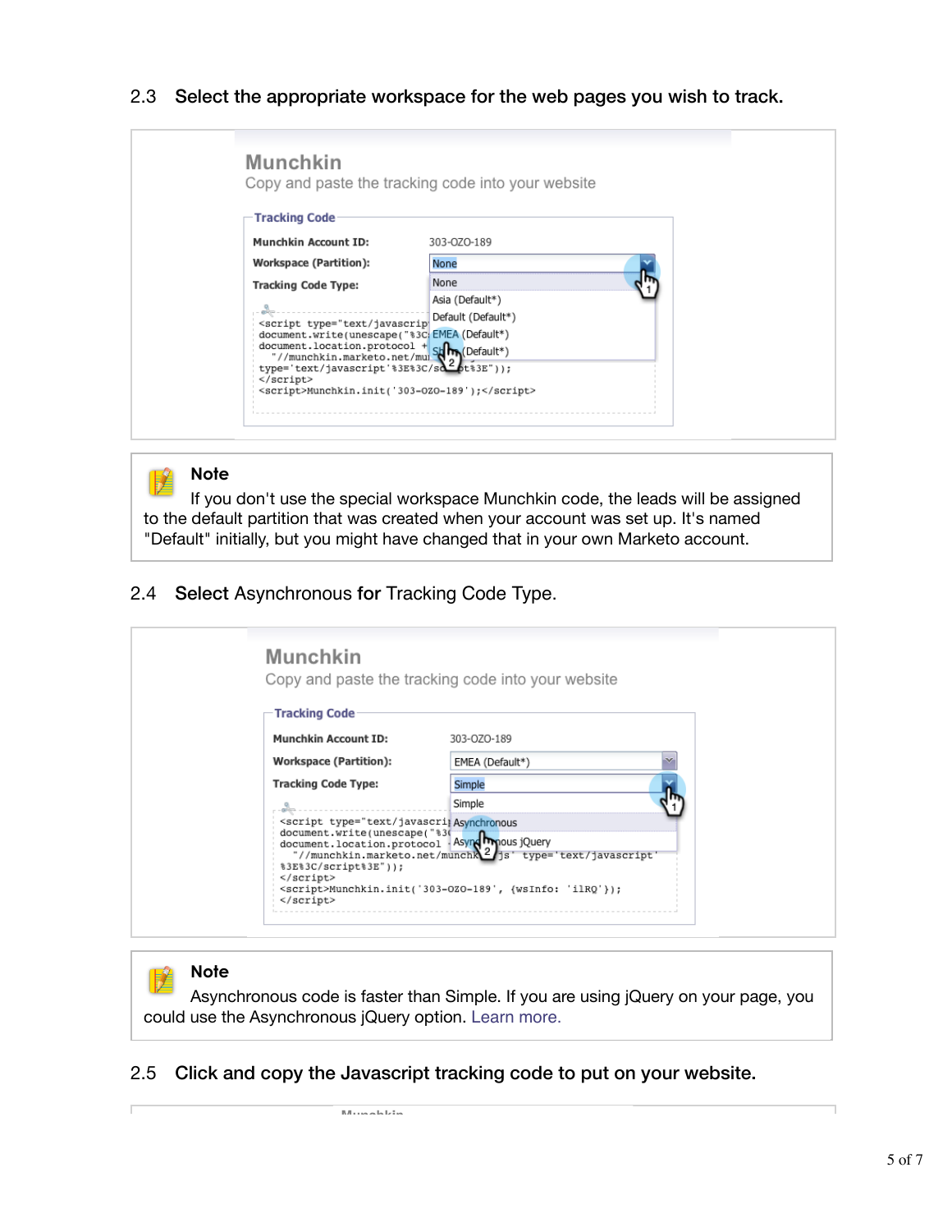2.3 **Select the appropriate workspace for the web pages you wish to track.**

> **Note**
>
> If you don't use the special workspace Munchkin code, the leads will be assigned to the default partition that was created when your account was set up. It's named "Default" initially, but you might have changed that in your own Marketo account.

2.4 **Select** Asynchronous **for** Tracking Code Type.

> **Note**
>
> Asynchronous code is faster than Simple. If you are using jQuery on your page, you could use the Asynchronous jQuery option. Learn more.

2.5 **Click and copy the Javascript tracking code to put on your website.**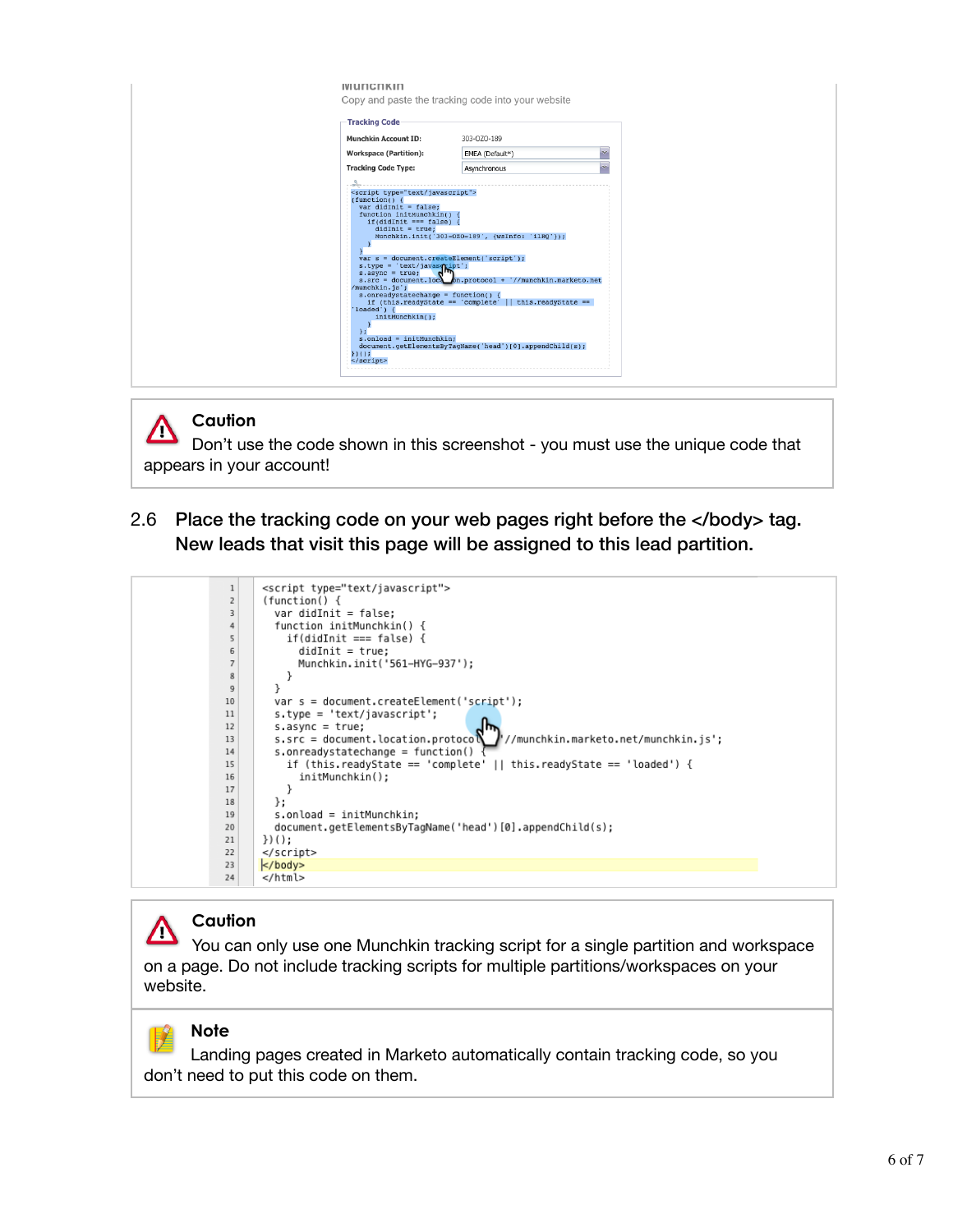Munchkin

Copy and paste the tracking code into your website

Tracking Code

Munchkin Account ID: 303-OZO-189

Workspace (Partition): EMEA (Default*)

Tracking Code Type: Asynchronous

```
<script type="text/javascript">
(function() {
  var didInit = false;
  function initMunchkin() {
    if(didInit === false) {
      didInit = true;
      Munchkin.init('303-OZO-189', {"wsInfo":'1lHQ'});
    }
  }
  var s = document.createElement('script');
  s.type = 'text/javascript';
  s.async = true;
  s.src = document.location.protocol + '//munchkin.marketo.net/munchkin.js';
  s.onreadystatechange = function() {
    if (this.readyState == 'complete' || this.readyState == 'loaded') {
      initMunchkin();
    }
  };
  s.onload = initMunchkin;
  document.getElementsByTagName('head')[0].appendChild(s);
})();
</script>
```

**Caution**

Don't use the code shown in this screenshot - you must use the unique code that appears in your account!

## 2.6 Place the tracking code on your web pages right before the </body> tag. New leads that visit this page will be assigned to this lead partition.

```
1  <script type="text/javascript">
2  (function() {
3    var didInit = false;
4    function initMunchkin() {
5      if(didInit === false) {
6        didInit = true;
7        Munchkin.init('561-HYG-937');
8      }
9    }
10   var s = document.createElement('script');
11   s.type = 'text/javascript';
12   s.async = true;
13   s.src = document.location.protocol + '//munchkin.marketo.net/munchkin.js';
14   s.onreadystatechange = function() {
15     if (this.readyState == 'complete' || this.readyState == 'loaded') {
16       initMunchkin();
17     }
18   };
19   s.onload = initMunchkin;
20   document.getElementsByTagName('head')[0].appendChild(s);
21 })();
22 </script>
23 </body>
24 </html>
```

**Caution**

You can only use one Munchkin tracking script for a single partition and workspace on a page. Do not include tracking scripts for multiple partitions/workspaces on your website.

**Note**

Landing pages created in Marketo automatically contain tracking code, so you don't need to put this code on them.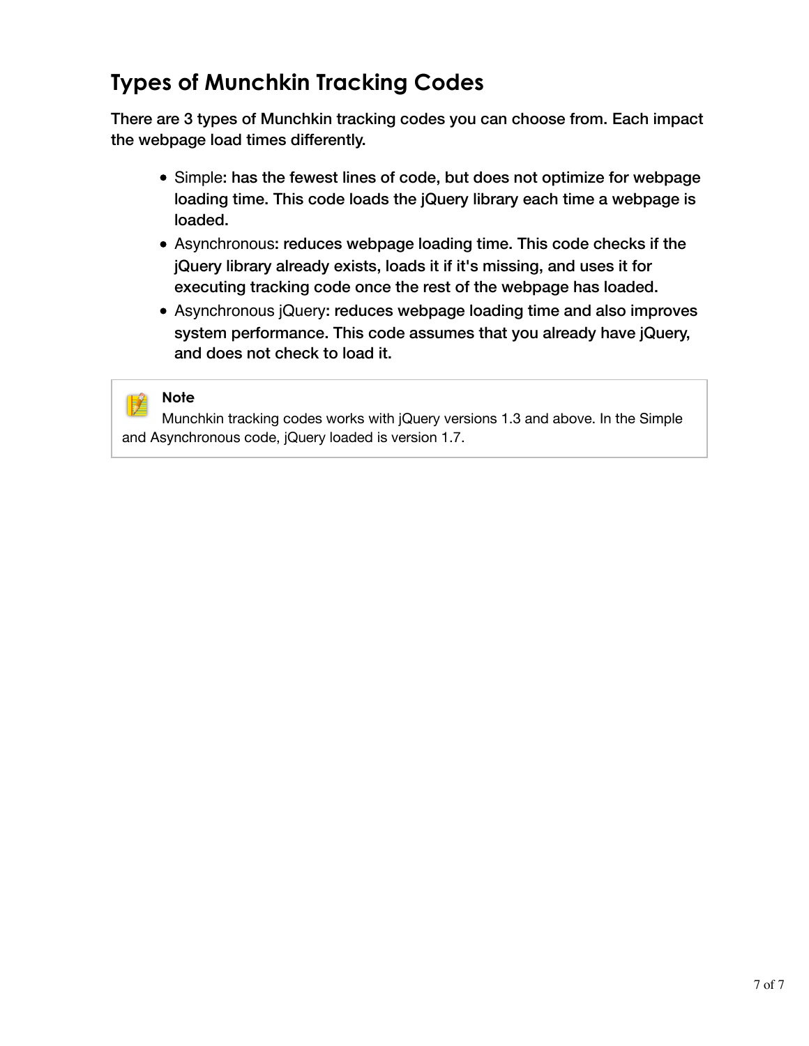## Types of Munchkin Tracking Codes

There are 3 types of Munchkin tracking codes you can choose from. Each impact the webpage load times differently.

- Simple: has the fewest lines of code, but does not optimize for webpage loading time. This code loads the jQuery library each time a webpage is loaded.
- Asynchronous: reduces webpage loading time. This code checks if the jQuery library already exists, loads it if it's missing, and uses it for executing tracking code once the rest of the webpage has loaded.
- Asynchronous jQuery: reduces webpage loading time and also improves system performance. This code assumes that you already have jQuery, and does not check to load it.

> **Note**
> Munchkin tracking codes works with jQuery versions 1.3 and above. In the Simple and Asynchronous code, jQuery loaded is version 1.7.